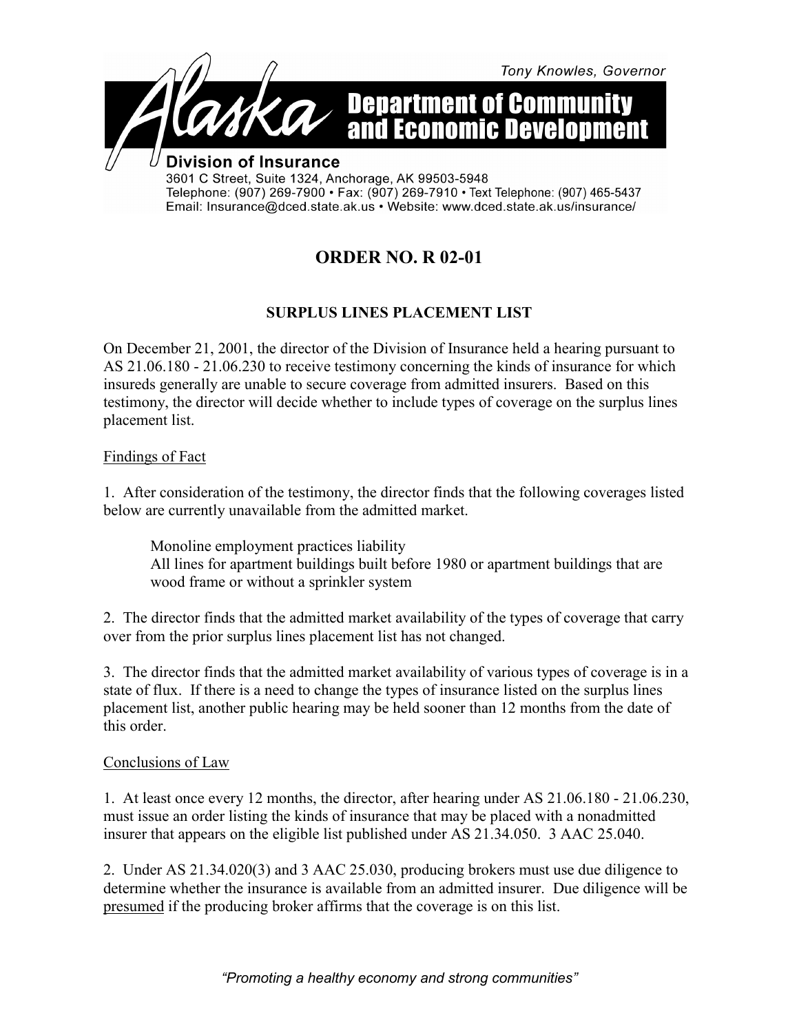Tony Knowles, Governor

**Alaska Department of Community and Economic Development**

**Division of Insurance**
3601 C Street, Suite 1324, Anchorage, AK 99503-5948
Telephone: (907) 269-7900 • Fax: (907) 269-7910 • Text Telephone: (907) 465-5437
Email: Insurance@dced.state.ak.us • Website: www.dced.state.ak.us/insurance/

# ORDER NO. R 02-01

## SURPLUS LINES PLACEMENT LIST

On December 21, 2001, the director of the Division of Insurance held a hearing pursuant to AS 21.06.180 - 21.06.230 to receive testimony concerning the kinds of insurance for which insureds generally are unable to secure coverage from admitted insurers. Based on this testimony, the director will decide whether to include types of coverage on the surplus lines placement list.

Findings of Fact

1. After consideration of the testimony, the director finds that the following coverages listed below are currently unavailable from the admitted market.

    Monoline employment practices liability
    All lines for apartment buildings built before 1980 or apartment buildings that are wood frame or without a sprinkler system

2. The director finds that the admitted market availability of the types of coverage that carry over from the prior surplus lines placement list has not changed.

3. The director finds that the admitted market availability of various types of coverage is in a state of flux. If there is a need to change the types of insurance listed on the surplus lines placement list, another public hearing may be held sooner than 12 months from the date of this order.

Conclusions of Law

1. At least once every 12 months, the director, after hearing under AS 21.06.180 - 21.06.230, must issue an order listing the kinds of insurance that may be placed with a nonadmitted insurer that appears on the eligible list published under AS 21.34.050. 3 AAC 25.040.

2. Under AS 21.34.020(3) and 3 AAC 25.030, producing brokers must use due diligence to determine whether the insurance is available from an admitted insurer. Due diligence will be presumed if the producing broker affirms that the coverage is on this list.

*"Promoting a healthy economy and strong communities"*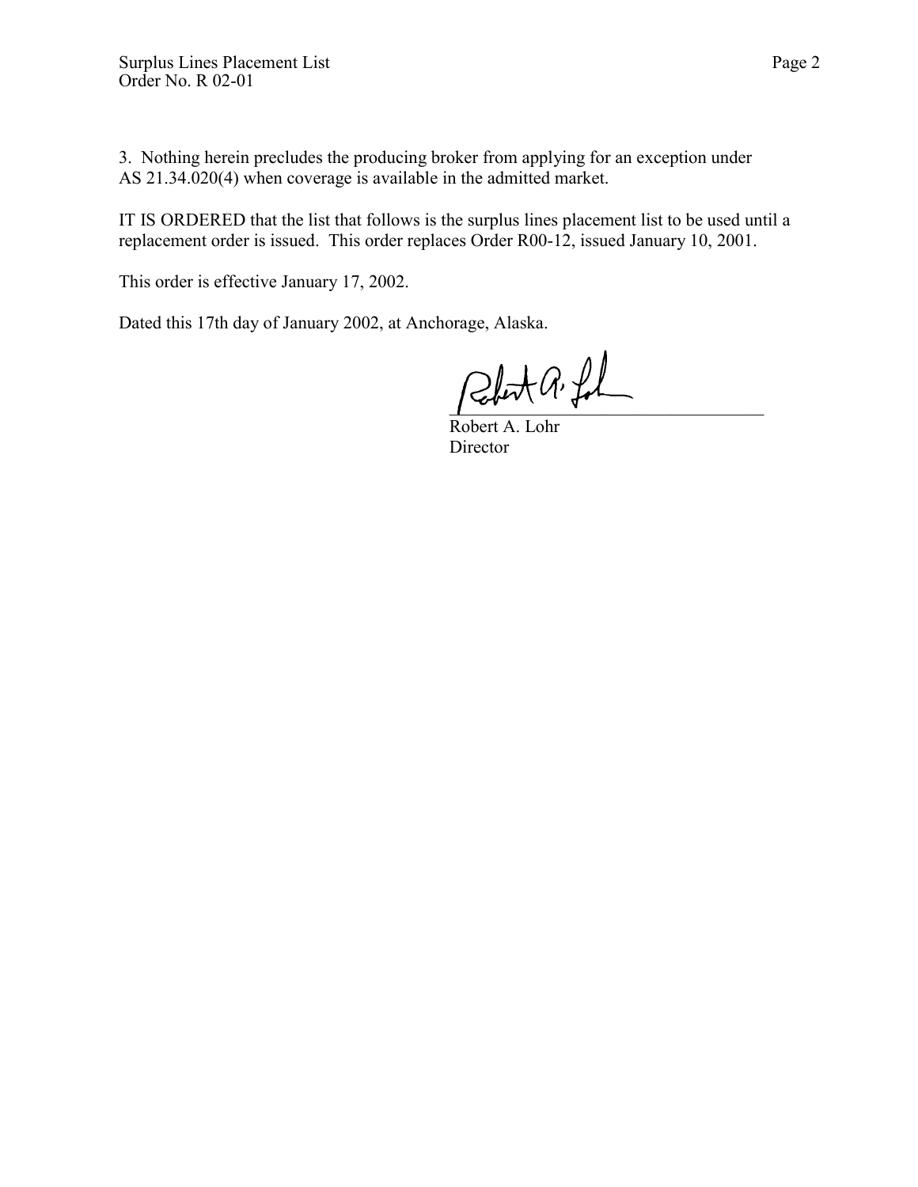3. Nothing herein precludes the producing broker from applying for an exception under AS 21.34.020(4) when coverage is available in the admitted market.

IT IS ORDERED that the list that follows is the surplus lines placement list to be used until a replacement order is issued. This order replaces Order R00-12, issued January 10, 2001.

This order is effective January 17, 2002.

Dated this 17th day of January 2002, at Anchorage, Alaska.

Robert A. Lohr
Director